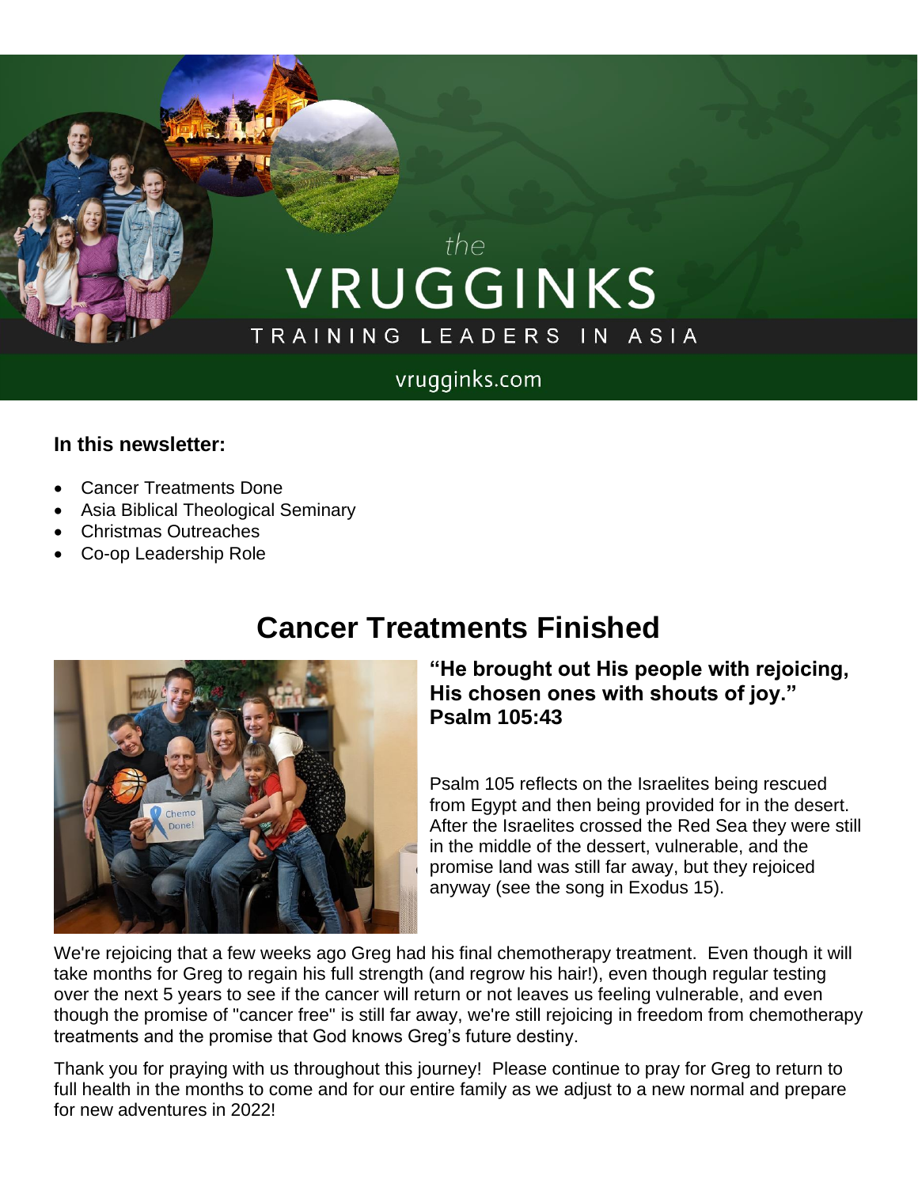the

# VRUGGINKS

TRAINING LEADERS IN ASIA

vrugginks.com

**In this newsletter:**

- Cancer Treatments Done
- Asia Biblical Theological Seminary
- Christmas Outreaches
- Co-op Leadership Role

## Cancer Treatments Finished

**"He brought out His people with rejoicing, His chosen ones with shouts of joy." Psalm 105:43**

Psalm 105 reflects on the Israelites being rescued from Egypt and then being provided for in the desert. After the Israelites crossed the Red Sea they were still in the middle of the dessert, vulnerable, and the promise land was still far away, but they rejoiced anyway (see the song in Exodus 15).

We're rejoicing that a few weeks ago Greg had his final chemotherapy treatment. Even though it will take months for Greg to regain his full strength (and regrow his hair!), even though regular testing over the next 5 years to see if the cancer will return or not leaves us feeling vulnerable, and even though the promise of "cancer free" is still far away, we're still rejoicing in freedom from chemotherapy treatments and the promise that God knows Greg's future destiny.

Thank you for praying with us throughout this journey! Please continue to pray for Greg to return to full health in the months to come and for our entire family as we adjust to a new normal and prepare for new adventures in 2022!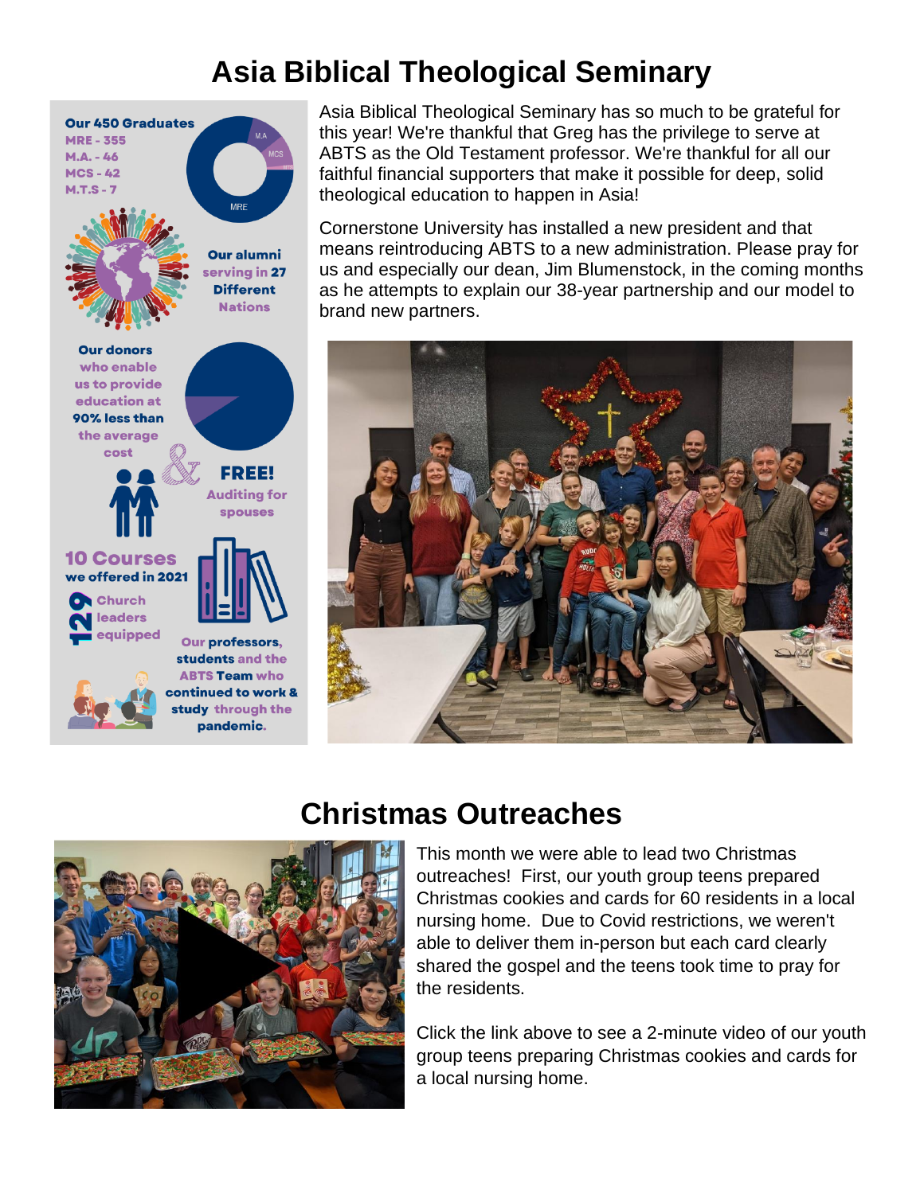# Asia Biblical Theological Seminary

Our 450 Graduates
MRE - 355
M.A. - 46
MCS - 42
M.T.S - 7

M.A
MCS
MTS
MRE

Our alumni serving in 27 Different Nations

Our donors who enable us to provide education at 90% less than the average cost

& FREE! Auditing for spouses

10 Courses we offered in 2021

129 Church leaders equipped

Our professors, students and the ABTS Team who continued to work & study through the pandemic.

Asia Biblical Theological Seminary has so much to be grateful for this year! We're thankful that Greg has the privilege to serve at ABTS as the Old Testament professor. We're thankful for all our faithful financial supporters that make it possible for deep, solid theological education to happen in Asia!

Cornerstone University has installed a new president and that means reintroducing ABTS to a new administration. Please pray for us and especially our dean, Jim Blumenstock, in the coming months as he attempts to explain our 38-year partnership and our model to brand new partners.

## Christmas Outreaches

This month we were able to lead two Christmas outreaches! First, our youth group teens prepared Christmas cookies and cards for 60 residents in a local nursing home. Due to Covid restrictions, we weren't able to deliver them in-person but each card clearly shared the gospel and the teens took time to pray for the residents.

Click the link above to see a 2-minute video of our youth group teens preparing Christmas cookies and cards for a local nursing home.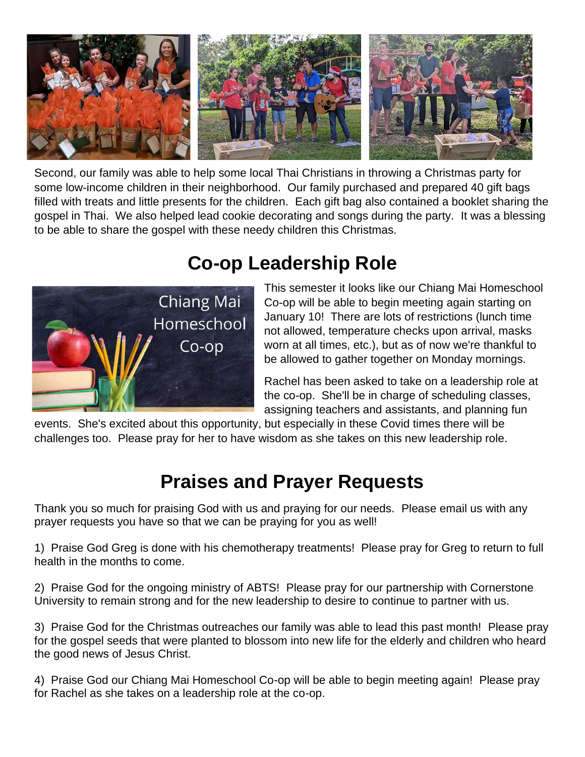Second, our family was able to help some local Thai Christians in throwing a Christmas party for some low-income children in their neighborhood. Our family purchased and prepared 40 gift bags filled with treats and little presents for the children. Each gift bag also contained a booklet sharing the gospel in Thai. We also helped lead cookie decorating and songs during the party. It was a blessing to be able to share the gospel with these needy children this Christmas.

## Co-op Leadership Role

This semester it looks like our Chiang Mai Homeschool Co-op will be able to begin meeting again starting on January 10! There are lots of restrictions (lunch time not allowed, temperature checks upon arrival, masks worn at all times, etc.), but as of now we're thankful to be allowed to gather together on Monday mornings.

Rachel has been asked to take on a leadership role at the co-op. She'll be in charge of scheduling classes, assigning teachers and assistants, and planning fun events. She's excited about this opportunity, but especially in these Covid times there will be challenges too. Please pray for her to have wisdom as she takes on this new leadership role.

## Praises and Prayer Requests

Thank you so much for praising God with us and praying for our needs. Please email us with any prayer requests you have so that we can be praying for you as well!

1) Praise God Greg is done with his chemotherapy treatments! Please pray for Greg to return to full health in the months to come.

2) Praise God for the ongoing ministry of ABTS! Please pray for our partnership with Cornerstone University to remain strong and for the new leadership to desire to continue to partner with us.

3) Praise God for the Christmas outreaches our family was able to lead this past month! Please pray for the gospel seeds that were planted to blossom into new life for the elderly and children who heard the good news of Jesus Christ.

4) Praise God our Chiang Mai Homeschool Co-op will be able to begin meeting again! Please pray for Rachel as she takes on a leadership role at the co-op.